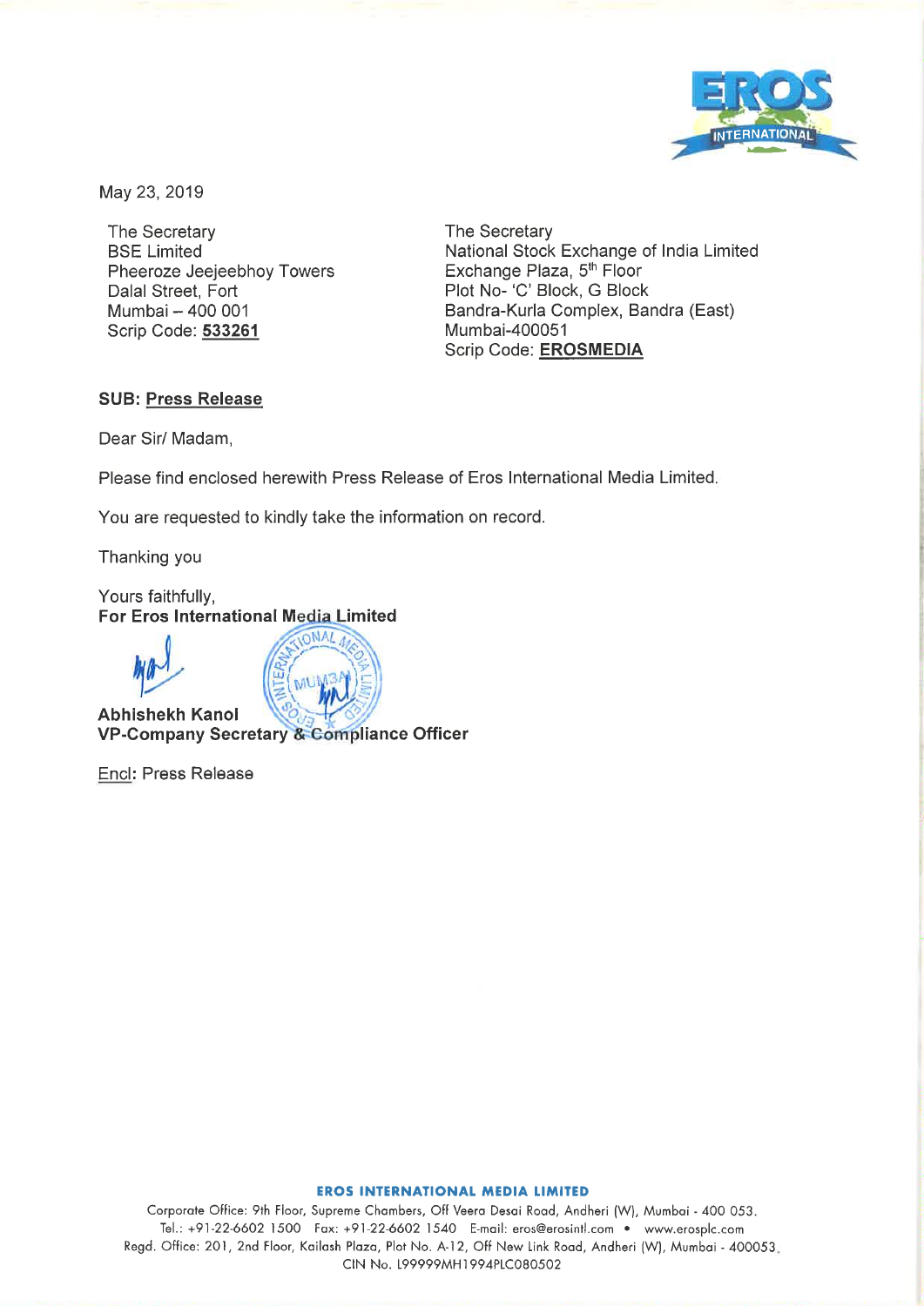May 23, 2019

The Secretary
BSE Limited
Pheeroze Jeejeebhoy Towers
Dalal Street, Fort
Mumbai – 400 001
Scrip Code: **533261**

The Secretary
National Stock Exchange of India Limited
Exchange Plaza, 5th Floor
Plot No- 'C' Block, G Block
Bandra-Kurla Complex, Bandra (East)
Mumbai-400051
Scrip Code: **EROSMEDIA**

**SUB: Press Release**

Dear Sir/ Madam,

Please find enclosed herewith Press Release of Eros International Media Limited.

You are requested to kindly take the information on record.

Thanking you

Yours faithfully,
**For Eros International Media Limited**

**Abhishekh Kanol**
**VP-Company Secretary & Compliance Officer**

Encl: Press Release

**EROS INTERNATIONAL MEDIA LIMITED**
Corporate Office: 9th Floor, Supreme Chambers, Off Veera Desai Road, Andheri (W), Mumbai - 400 053.
Tel.: +91-22-6602 1500 Fax: +91-22-6602 1540 E-mail: eros@erosintl.com • www.erosplc.com
Regd. Office: 201, 2nd Floor, Kailash Plaza, Plot No. A-12, Off New Link Road, Andheri (W), Mumbai - 400053.
CIN No. L99999MH1994PLC080502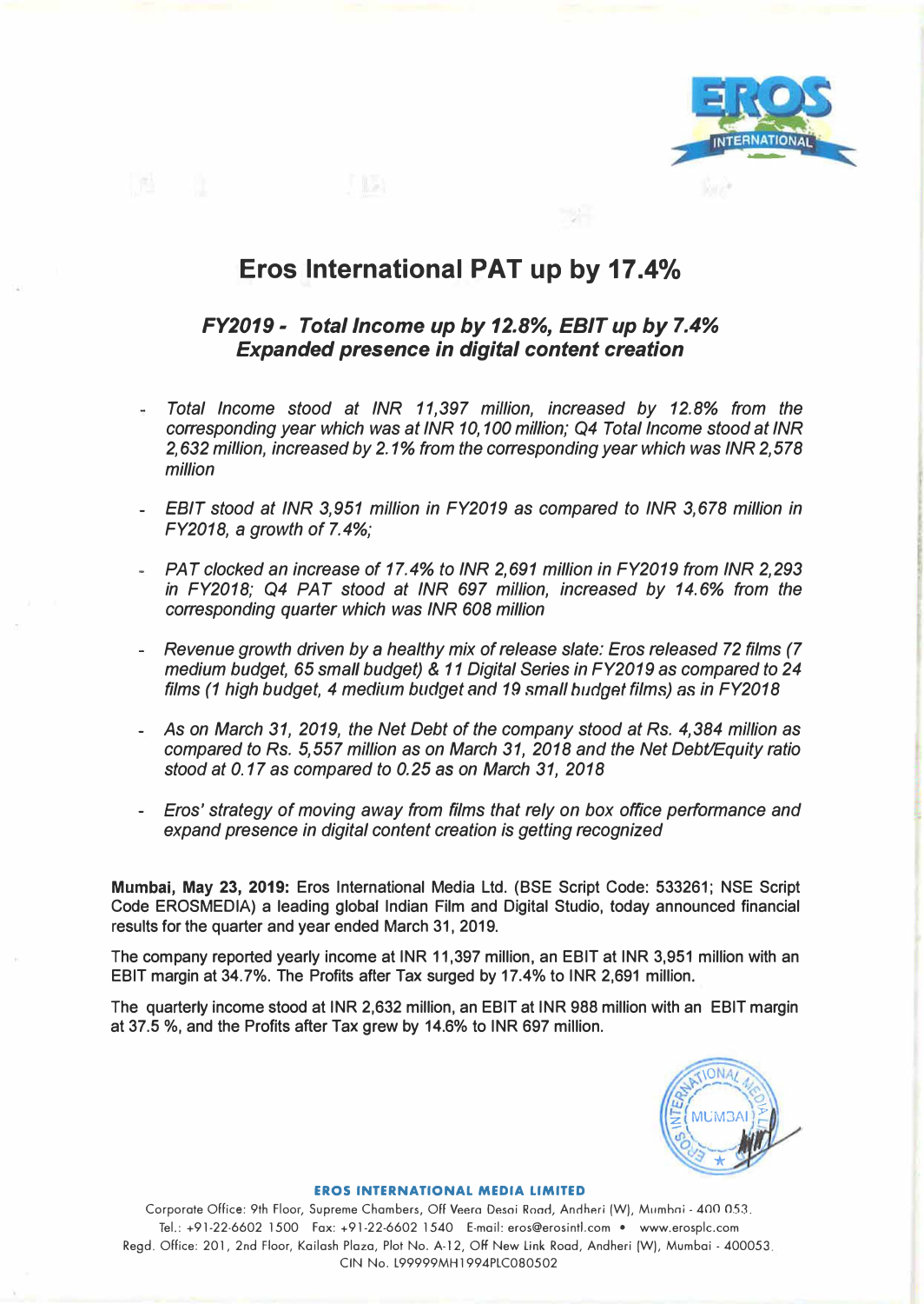# Eros International PAT up by 17.4%

### *FY2019 - Total Income up by 12.8%, EBIT up by 7.4%*
### *Expanded presence in digital content creation*

- *Total Income stood at INR 11,397 million, increased by 12.8% from the corresponding year which was at INR 10,100 million; Q4 Total Income stood at INR 2,632 million, increased by 2.1% from the corresponding year which was INR 2,578 million*

- *EBIT stood at INR 3,951 million in FY2019 as compared to INR 3,678 million in FY2018, a growth of 7.4%;*

- *PAT clocked an increase of 17.4% to INR 2,691 million in FY2019 from INR 2,293 in FY2018; Q4 PAT stood at INR 697 million, increased by 14.6% from the corresponding quarter which was INR 608 million*

- *Revenue growth driven by a healthy mix of release slate: Eros released 72 films (7 medium budget, 65 small budget) & 11 Digital Series in FY2019 as compared to 24 films (1 high budget, 4 medium budget and 19 small budget films) as in FY2018*

- *As on March 31, 2019, the Net Debt of the company stood at Rs. 4,384 million as compared to Rs. 5,557 million as on March 31, 2018 and the Net Debt/Equity ratio stood at 0.17 as compared to 0.25 as on March 31, 2018*

- *Eros' strategy of moving away from films that rely on box office performance and expand presence in digital content creation is getting recognized*

**Mumbai, May 23, 2019:** Eros International Media Ltd. (BSE Script Code: 533261; NSE Script Code EROSMEDIA) a leading global Indian Film and Digital Studio, today announced financial results for the quarter and year ended March 31, 2019.

The company reported yearly income at INR 11,397 million, an EBIT at INR 3,951 million with an EBIT margin at 34.7%. The Profits after Tax surged by 17.4% to INR 2,691 million.

The quarterly income stood at INR 2,632 million, an EBIT at INR 988 million with an EBIT margin at 37.5 %, and the Profits after Tax grew by 14.6% to INR 697 million.

**EROS INTERNATIONAL MEDIA LIMITED**
Corporate Office: 9th Floor, Supreme Chambers, Off Veera Desai Road, Andheri (W), Mumbai - 400 053.
Tel.: +91-22-6602 1500 Fax: +91-22-6602 1540 E-mail: eros@erosintl.com • www.erosplc.com
Regd. Office: 201, 2nd Floor, Kailash Plaza, Plot No. A-12, Off New Link Road, Andheri (W), Mumbai - 400053.
CIN No. L99999MH1994PLC080502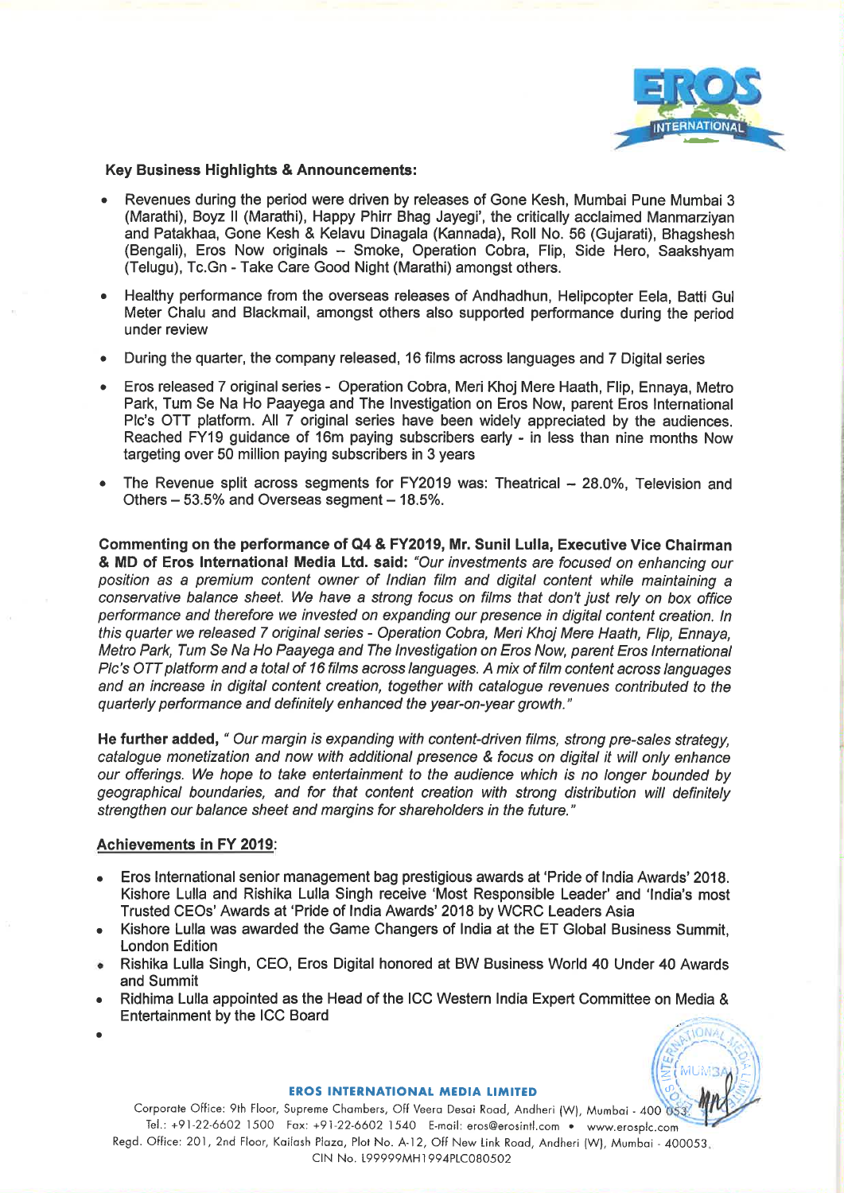**Key Business Highlights & Announcements:**

- Revenues during the period were driven by releases of Gone Kesh, Mumbai Pune Mumbai 3 (Marathi), Boyz II (Marathi), Happy Phirr Bhag Jayegi', the critically acclaimed Manmarziyan and Patakhaa, Gone Kesh & Kelavu Dinagala (Kannada), Roll No. 56 (Gujarati), Bhagshesh (Bengali), Eros Now originals – Smoke, Operation Cobra, Flip, Side Hero, Saakshyam (Telugu), Tc.Gn - Take Care Good Night (Marathi) amongst others.
- Healthy performance from the overseas releases of Andhadhun, Helipcopter Eela, Batti Gul Meter Chalu and Blackmail, amongst others also supported performance during the period under review
- During the quarter, the company released, 16 films across languages and 7 Digital series
- Eros released 7 original series - Operation Cobra, Meri Khoj Mere Haath, Flip, Ennaya, Metro Park, Tum Se Na Ho Paayega and The Investigation on Eros Now, parent Eros International Plc's OTT platform. All 7 original series have been widely appreciated by the audiences. Reached FY19 guidance of 16m paying subscribers early - in less than nine months Now targeting over 50 million paying subscribers in 3 years
- The Revenue split across segments for FY2019 was: Theatrical – 28.0%, Television and Others – 53.5% and Overseas segment – 18.5%.

**Commenting on the performance of Q4 & FY2019, Mr. Sunil Lulla, Executive Vice Chairman & MD of Eros International Media Ltd. said:** *"Our investments are focused on enhancing our position as a premium content owner of Indian film and digital content while maintaining a conservative balance sheet. We have a strong focus on films that don't just rely on box office performance and therefore we invested on expanding our presence in digital content creation. In this quarter we released 7 original series - Operation Cobra, Meri Khoj Mere Haath, Flip, Ennaya, Metro Park, Tum Se Na Ho Paayega and The Investigation on Eros Now, parent Eros International Plc's OTT platform and a total of 16 films across languages. A mix of film content across languages and an increase in digital content creation, together with catalogue revenues contributed to the quarterly performance and definitely enhanced the year-on-year growth."*

**He further added,** *" Our margin is expanding with content-driven films, strong pre-sales strategy, catalogue monetization and now with additional presence & focus on digital it will only enhance our offerings. We hope to take entertainment to the audience which is no longer bounded by geographical boundaries, and for that content creation with strong distribution will definitely strengthen our balance sheet and margins for shareholders in the future."*

**Achievements in FY 2019:**

- Eros International senior management bag prestigious awards at 'Pride of India Awards' 2018. Kishore Lulla and Rishika Lulla Singh receive 'Most Responsible Leader' and 'India's most Trusted CEOs' Awards at 'Pride of India Awards' 2018 by WCRC Leaders Asia
- Kishore Lulla was awarded the Game Changers of India at the ET Global Business Summit, London Edition
- Rishika Lulla Singh, CEO, Eros Digital honored at BW Business World 40 Under 40 Awards and Summit
- Ridhima Lulla appointed as the Head of the ICC Western India Expert Committee on Media & Entertainment by the ICC Board

**EROS INTERNATIONAL MEDIA LIMITED**

Corporate Office: 9th Floor, Supreme Chambers, Off Veera Desai Road, Andheri (W), Mumbai - 400 053. Tel.: +91-22-6602 1500 Fax: +91-22-6602 1540 E-mail: eros@erosintl.com • www.erosplc.com
Regd. Office: 201, 2nd Floor, Kailash Plaza, Plot No. A-12, Off New Link Road, Andheri (W), Mumbai - 400053.
CIN No. L99999MH1994PLC080502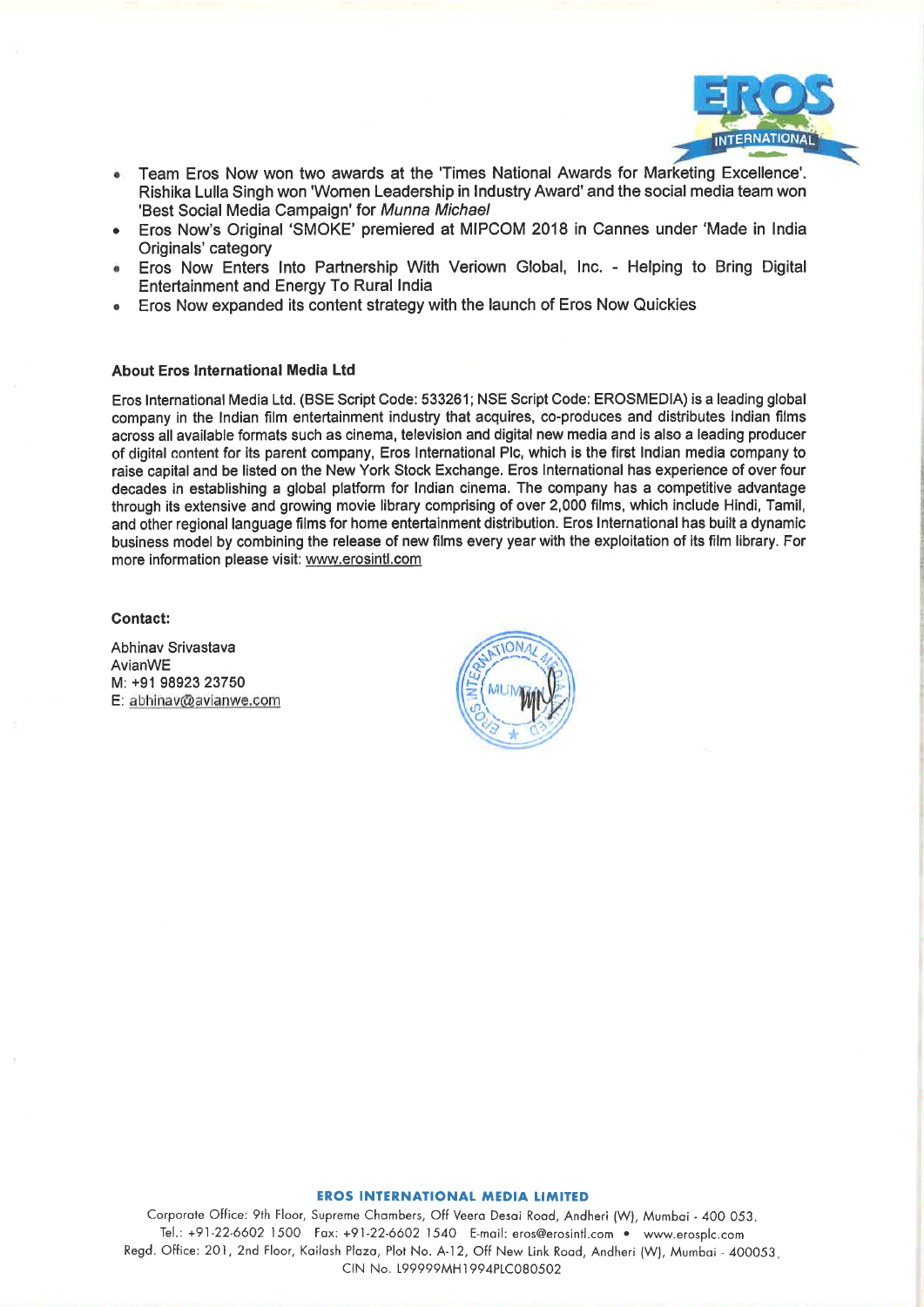- Team Eros Now won two awards at the 'Times National Awards for Marketing Excellence'. Rishika Lulla Singh won 'Women Leadership in Industry Award' and the social media team won 'Best Social Media Campaign' for *Munna Michael*
- Eros Now's Original 'SMOKE' premiered at MIPCOM 2018 in Cannes under 'Made in India Originals' category
- Eros Now Enters Into Partnership With Veriown Global, Inc. - Helping to Bring Digital Entertainment and Energy To Rural India
- Eros Now expanded its content strategy with the launch of Eros Now Quickies

**About Eros International Media Ltd**

Eros International Media Ltd. (BSE Script Code: 533261; NSE Script Code: EROSMEDIA) is a leading global company in the Indian film entertainment industry that acquires, co-produces and distributes Indian films across all available formats such as cinema, television and digital new media and is also a leading producer of digital content for its parent company, Eros International Plc, which is the first Indian media company to raise capital and be listed on the New York Stock Exchange. Eros International has experience of over four decades in establishing a global platform for Indian cinema. The company has a competitive advantage through its extensive and growing movie library comprising of over 2,000 films, which include Hindi, Tamil, and other regional language films for home entertainment distribution. Eros International has built a dynamic business model by combining the release of new films every year with the exploitation of its film library. For more information please visit: www.erosintl.com

**Contact:**

Abhinav Srivastava
AvianWE
M: +91 98923 23750
E: abhinav@avianwe.com

**EROS INTERNATIONAL MEDIA LIMITED**

Corporate Office: 9th Floor, Supreme Chambers, Off Veera Desai Road, Andheri (W), Mumbai - 400 053.
Tel.: +91-22-6602 1500 Fax: +91-22-6602 1540 E-mail: eros@erosintl.com • www.erosplc.com
Regd. Office: 201, 2nd Floor, Kailash Plaza, Plot No. A-12, Off New Link Road, Andheri (W), Mumbai - 400053.
CIN No. L99999MH1994PLC080502